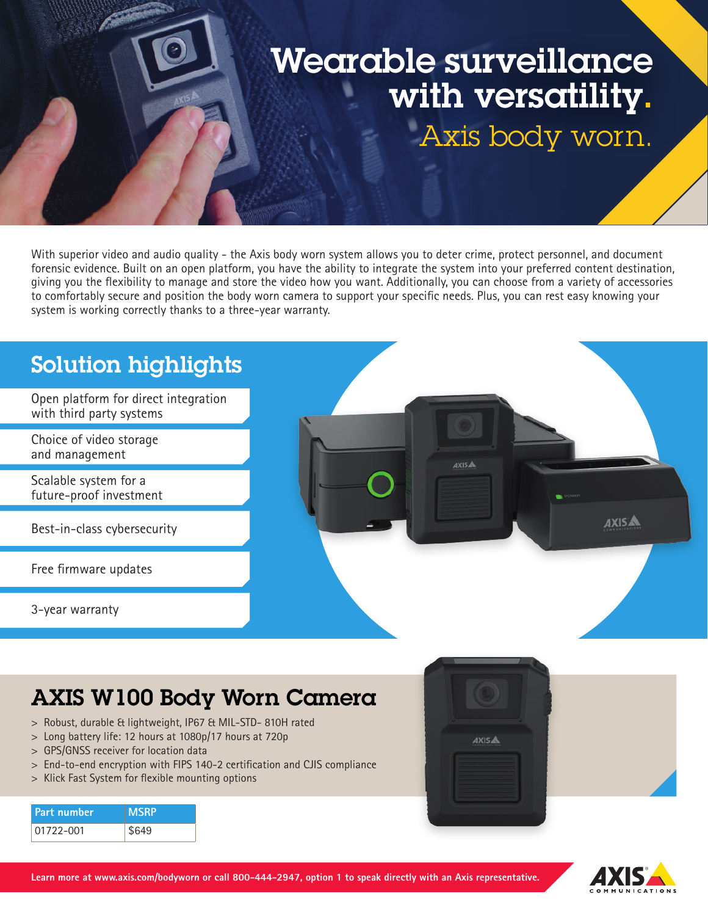# Wearable surveillance with versatility.

## Axis body worn.

With superior video and audio quality - the Axis body worn system allows you to deter crime, protect personnel, and document forensic evidence. Built on an open platform, you have the ability to integrate the system into your preferred content destination, giving you the flexibility to manage and store the video how you want. Additionally, you can choose from a variety of accessories to comfortably secure and position the body worn camera to support your specific needs. Plus, you can rest easy knowing your system is working correctly thanks to a three-year warranty.

## Solution highlights

- Open platform for direct integration with third party systems
- Choice of video storage and management
- Scalable system for a future-proof investment
- Best-in-class cybersecurity
- Free firmware updates
- 3-year warranty

## AXIS W100 Body Worn Camera

> Robust, durable & lightweight, IP67 & MIL-STD- 810H rated
> Long battery life: 12 hours at 1080p/17 hours at 720p
> GPS/GNSS receiver for location data
> End-to-end encryption with FIPS 140-2 certification and CJIS compliance
> Klick Fast System for flexible mounting options

| Part number | MSRP |
|---|---|
| 01722-001 | $649 |

**Learn more at www.axis.com/bodyworn or call 800-444-2947, option 1 to speak directly with an Axis representative.**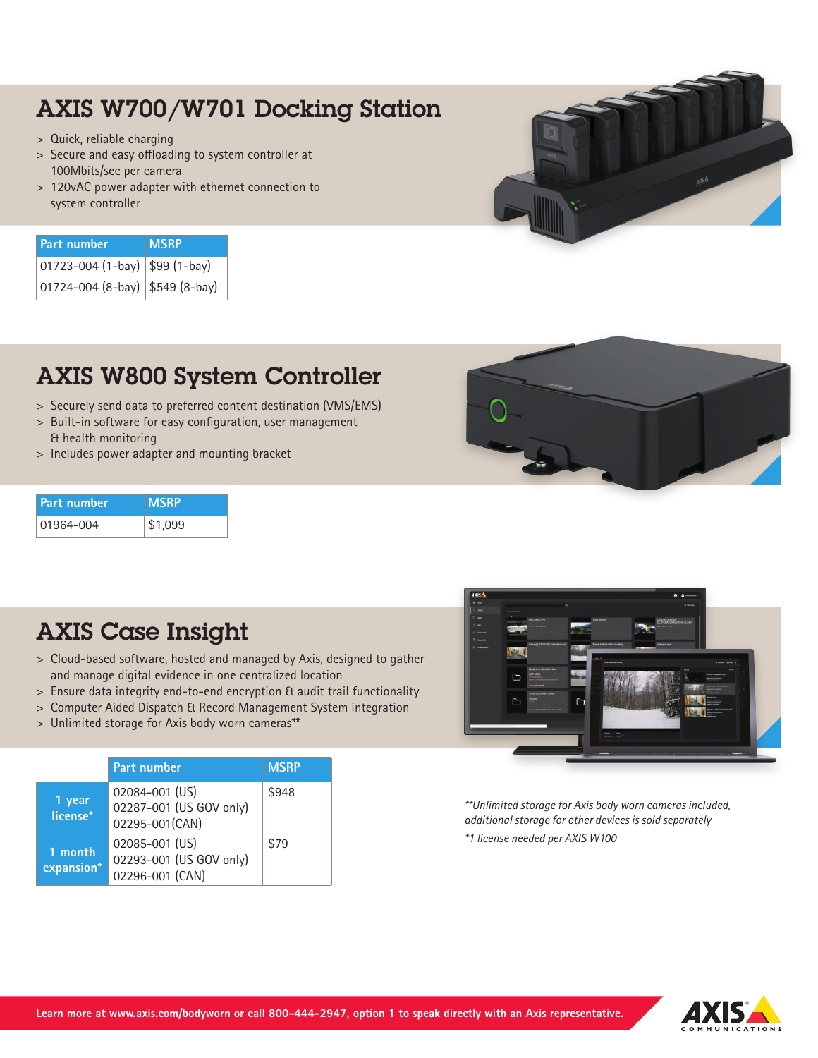# AXIS W700/W701 Docking Station

- Quick, reliable charging
- Secure and easy offloading to system controller at 100Mbits/sec per camera
- 120vAC power adapter with ethernet connection to system controller

| Part number | MSRP |
|---|---|
| 01723-004 (1-bay) | $99 (1-bay) |
| 01724-004 (8-bay) | $549 (8-bay) |

# AXIS W800 System Controller

- Securely send data to preferred content destination (VMS/EMS)
- Built-in software for easy configuration, user management & health monitoring
- Includes power adapter and mounting bracket

| Part number | MSRP |
|---|---|
| 01964-004 | $1,099 |

# AXIS Case Insight

- Cloud-based software, hosted and managed by Axis, designed to gather and manage digital evidence in one centralized location
- Ensure data integrity end-to-end encryption & audit trail functionality
- Computer Aided Dispatch & Record Management System integration
- Unlimited storage for Axis body worn cameras**

| | Part number | MSRP |
|---|---|---|
| 1 year license* | 02084-001 (US)<br>02287-001 (US GOV only)<br>02295-001(CAN) | $948 |
| 1 month expansion* | 02085-001 (US)<br>02293-001 (US GOV only)<br>02296-001 (CAN) | $79 |

*\*\*Unlimited storage for Axis body worn cameras included, additional storage for other devices is sold separately*

*\*1 license needed per AXIS W100*

**Learn more at www.axis.com/bodyworn or call 800-444-2947, option 1 to speak directly with an Axis representative.**